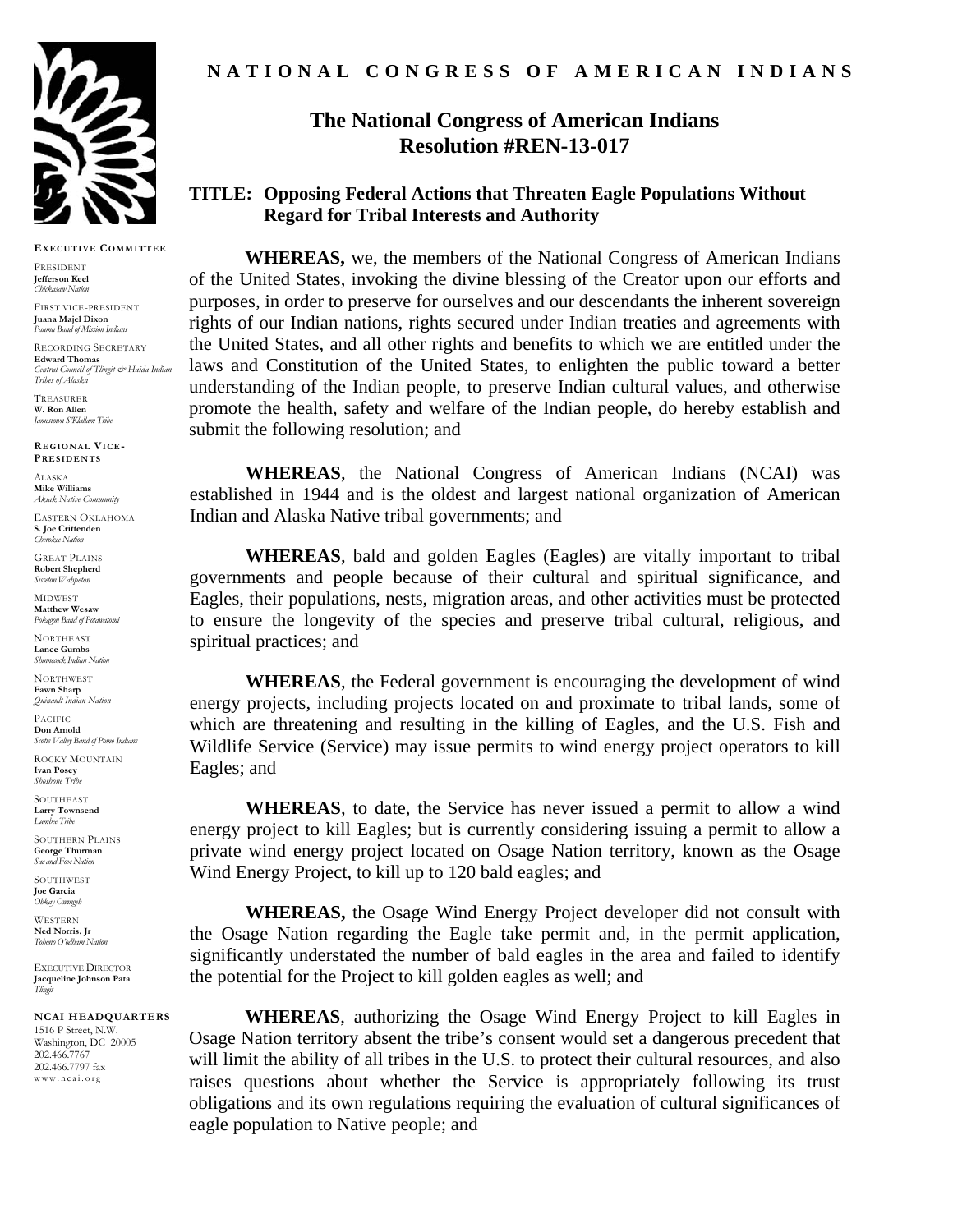**NATIONAL CONGRESS OF AMERICAN INDIANS**

**EXECUTIVE COMMITTEE**

PRESIDENT
**Jefferson Keel**
*Chickasaw Nation*

FIRST VICE-PRESIDENT
**Juana Majel Dixon**
*Pauma Band of Mission Indians*

RECORDING SECRETARY
**Edward Thomas**
*Central Council of Tlingit & Haida Indian Tribes of Alaska*

TREASURER
**W. Ron Allen**
*Jamestown S'Klallam Tribe*

**REGIONAL VICE-PRESIDENTS**

ALASKA
**Mike Williams**
*Akiak Native Community*

EASTERN OKLAHOMA
**S. Joe Crittenden**
*Cherokee Nation*

GREAT PLAINS
**Robert Shepherd**
*Sisseton Wahpeton*

MIDWEST
**Matthew Wesaw**
*Pokagon Band of Potawatomi*

NORTHEAST
**Lance Gumbs**
*Shinnecock Indian Nation*

NORTHWEST
**Fawn Sharp**
*Quinault Indian Nation*

PACIFIC
**Don Arnold**
*Scotts Valley Band of Pomo Indians*

ROCKY MOUNTAIN
**Ivan Posey**
*Shoshone Tribe*

SOUTHEAST
**Larry Townsend**
*Lumbee Tribe*

SOUTHERN PLAINS
**George Thurman**
*Sac and Fox Nation*

SOUTHWEST
**Joe Garcia**
*Ohkay Owingeh*

WESTERN
**Ned Norris, Jr**
*Tohono O'odham Nation*

EXECUTIVE DIRECTOR
**Jacqueline Johnson Pata**
*Tlingit*

**NCAI HEADQUARTERS**
1516 P Street, N.W.
Washington, DC 20005
202.466.7767
202.466.7797 fax
www.ncai.org

# The National Congress of American Indians Resolution #REN-13-017

## TITLE: Opposing Federal Actions that Threaten Eagle Populations Without Regard for Tribal Interests and Authority

**WHEREAS,** we, the members of the National Congress of American Indians of the United States, invoking the divine blessing of the Creator upon our efforts and purposes, in order to preserve for ourselves and our descendants the inherent sovereign rights of our Indian nations, rights secured under Indian treaties and agreements with the United States, and all other rights and benefits to which we are entitled under the laws and Constitution of the United States, to enlighten the public toward a better understanding of the Indian people, to preserve Indian cultural values, and otherwise promote the health, safety and welfare of the Indian people, do hereby establish and submit the following resolution; and

**WHEREAS**, the National Congress of American Indians (NCAI) was established in 1944 and is the oldest and largest national organization of American Indian and Alaska Native tribal governments; and

**WHEREAS**, bald and golden Eagles (Eagles) are vitally important to tribal governments and people because of their cultural and spiritual significance, and Eagles, their populations, nests, migration areas, and other activities must be protected to ensure the longevity of the species and preserve tribal cultural, religious, and spiritual practices; and

**WHEREAS**, the Federal government is encouraging the development of wind energy projects, including projects located on and proximate to tribal lands, some of which are threatening and resulting in the killing of Eagles, and the U.S. Fish and Wildlife Service (Service) may issue permits to wind energy project operators to kill Eagles; and

**WHEREAS**, to date, the Service has never issued a permit to allow a wind energy project to kill Eagles; but is currently considering issuing a permit to allow a private wind energy project located on Osage Nation territory, known as the Osage Wind Energy Project, to kill up to 120 bald eagles; and

**WHEREAS,** the Osage Wind Energy Project developer did not consult with the Osage Nation regarding the Eagle take permit and, in the permit application, significantly understated the number of bald eagles in the area and failed to identify the potential for the Project to kill golden eagles as well; and

**WHEREAS**, authorizing the Osage Wind Energy Project to kill Eagles in Osage Nation territory absent the tribe's consent would set a dangerous precedent that will limit the ability of all tribes in the U.S. to protect their cultural resources, and also raises questions about whether the Service is appropriately following its trust obligations and its own regulations requiring the evaluation of cultural significances of eagle population to Native people; and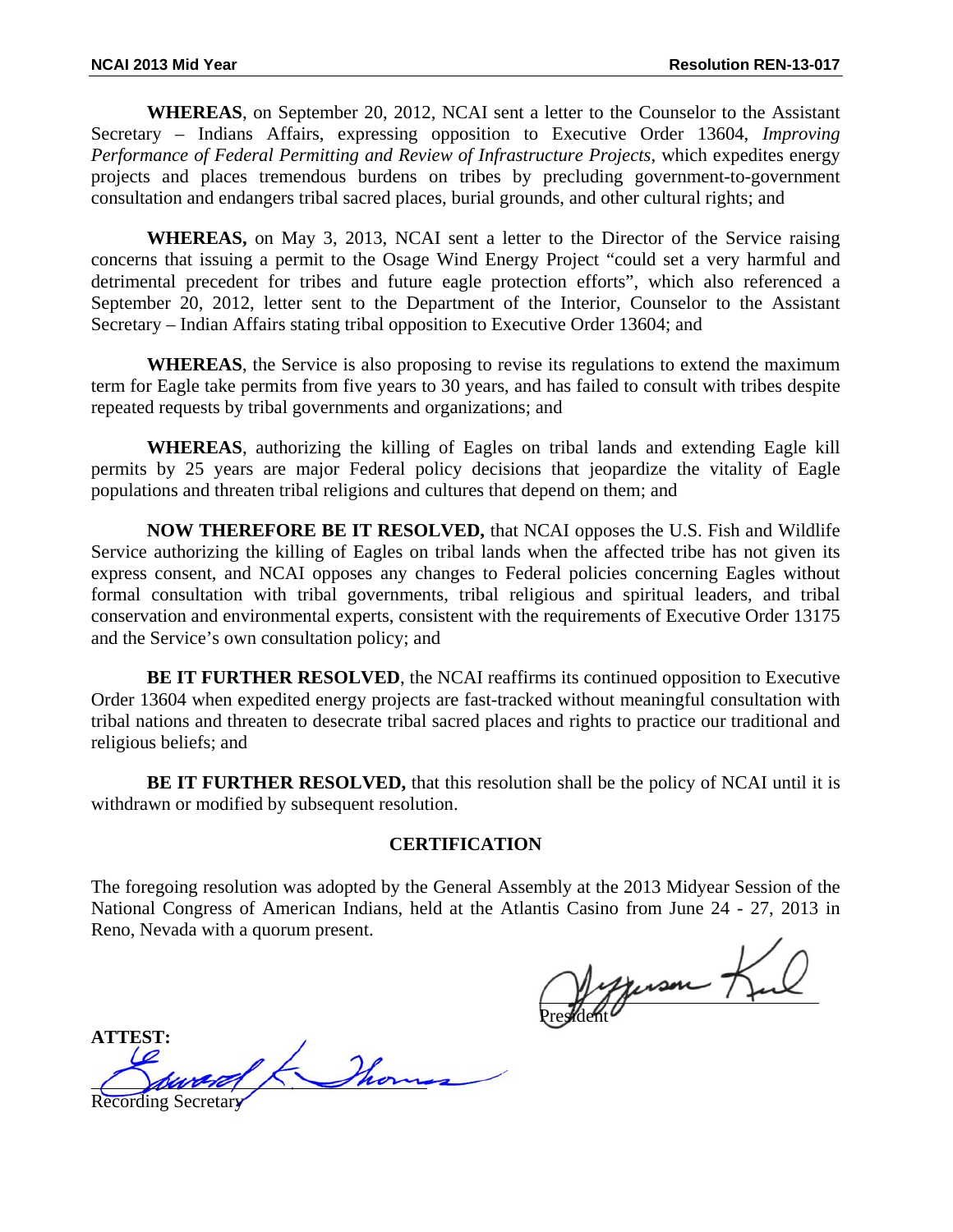**WHEREAS**, on September 20, 2012, NCAI sent a letter to the Counselor to the Assistant Secretary – Indians Affairs, expressing opposition to Executive Order 13604, *Improving Performance of Federal Permitting and Review of Infrastructure Projects*, which expedites energy projects and places tremendous burdens on tribes by precluding government-to-government consultation and endangers tribal sacred places, burial grounds, and other cultural rights; and

**WHEREAS,** on May 3, 2013, NCAI sent a letter to the Director of the Service raising concerns that issuing a permit to the Osage Wind Energy Project "could set a very harmful and detrimental precedent for tribes and future eagle protection efforts", which also referenced a September 20, 2012, letter sent to the Department of the Interior, Counselor to the Assistant Secretary – Indian Affairs stating tribal opposition to Executive Order 13604; and

**WHEREAS**, the Service is also proposing to revise its regulations to extend the maximum term for Eagle take permits from five years to 30 years, and has failed to consult with tribes despite repeated requests by tribal governments and organizations; and

**WHEREAS**, authorizing the killing of Eagles on tribal lands and extending Eagle kill permits by 25 years are major Federal policy decisions that jeopardize the vitality of Eagle populations and threaten tribal religions and cultures that depend on them; and

**NOW THEREFORE BE IT RESOLVED,** that NCAI opposes the U.S. Fish and Wildlife Service authorizing the killing of Eagles on tribal lands when the affected tribe has not given its express consent, and NCAI opposes any changes to Federal policies concerning Eagles without formal consultation with tribal governments, tribal religious and spiritual leaders, and tribal conservation and environmental experts, consistent with the requirements of Executive Order 13175 and the Service's own consultation policy; and

**BE IT FURTHER RESOLVED**, the NCAI reaffirms its continued opposition to Executive Order 13604 when expedited energy projects are fast-tracked without meaningful consultation with tribal nations and threaten to desecrate tribal sacred places and rights to practice our traditional and religious beliefs; and

**BE IT FURTHER RESOLVED,** that this resolution shall be the policy of NCAI until it is withdrawn or modified by subsequent resolution.

## CERTIFICATION

The foregoing resolution was adopted by the General Assembly at the 2013 Midyear Session of the National Congress of American Indians, held at the Atlantis Casino from June 24 - 27, 2013 in Reno, Nevada with a quorum present.

President

**ATTEST:**

Recording Secretary